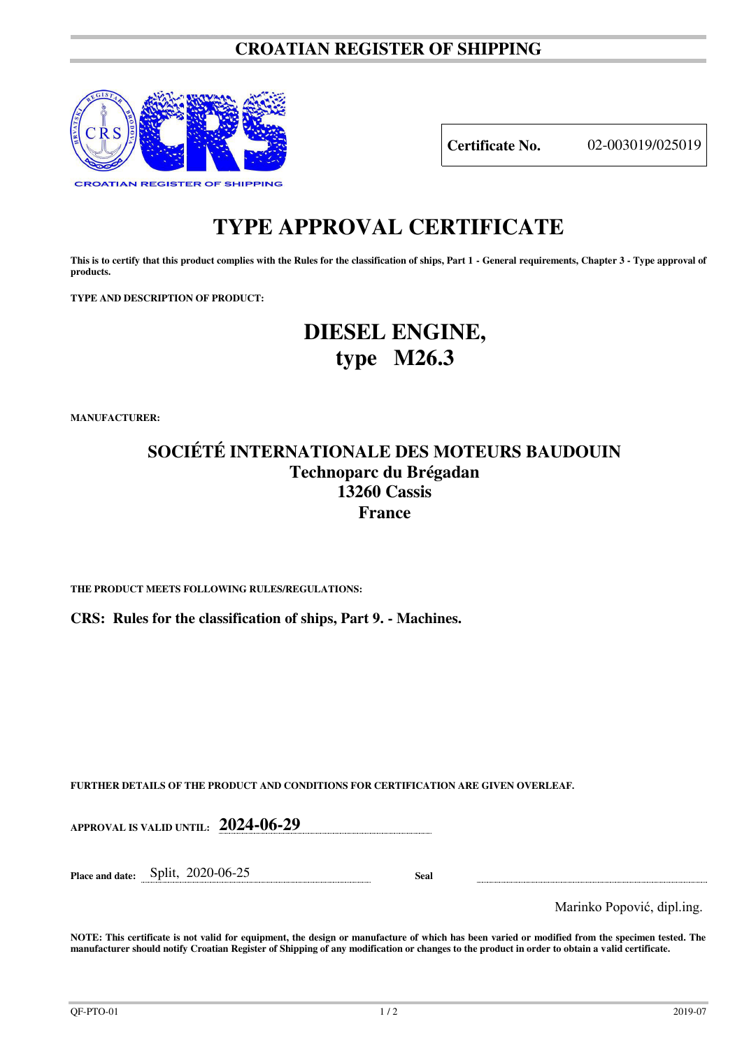# CROATIAN REGISTER OF SHIPPING

**Certificate No.** 02-003019/025019

# TYPE APPROVAL CERTIFICATE

**This is to certify that this product complies with the Rules for the classification of ships, Part 1 - General requirements, Chapter 3 - Type approval of products.**

**TYPE AND DESCRIPTION OF PRODUCT:**

## DIESEL ENGINE,
## type M26.3

**MANUFACTURER:**

**SOCIÉTÉ INTERNATIONALE DES MOTEURS BAUDOUIN**
**Technoparc du Brégadan**
**13260 Cassis**
**France**

**THE PRODUCT MEETS FOLLOWING RULES/REGULATIONS:**

**CRS: Rules for the classification of ships, Part 9. - Machines.**

**FURTHER DETAILS OF THE PRODUCT AND CONDITIONS FOR CERTIFICATION ARE GIVEN OVERLEAF.**

**APPROVAL IS VALID UNTIL:** **2024-06-29**

**Place and date:** Split, 2020-06-25 **Seal**

Marinko Popović, dipl.ing.

**NOTE: This certificate is not valid for equipment, the design or manufacture of which has been varied or modified from the specimen tested. The manufacturer should notify Croatian Register of Shipping of any modification or changes to the product in order to obtain a valid certificate.**

QF-PTO-01 2019-07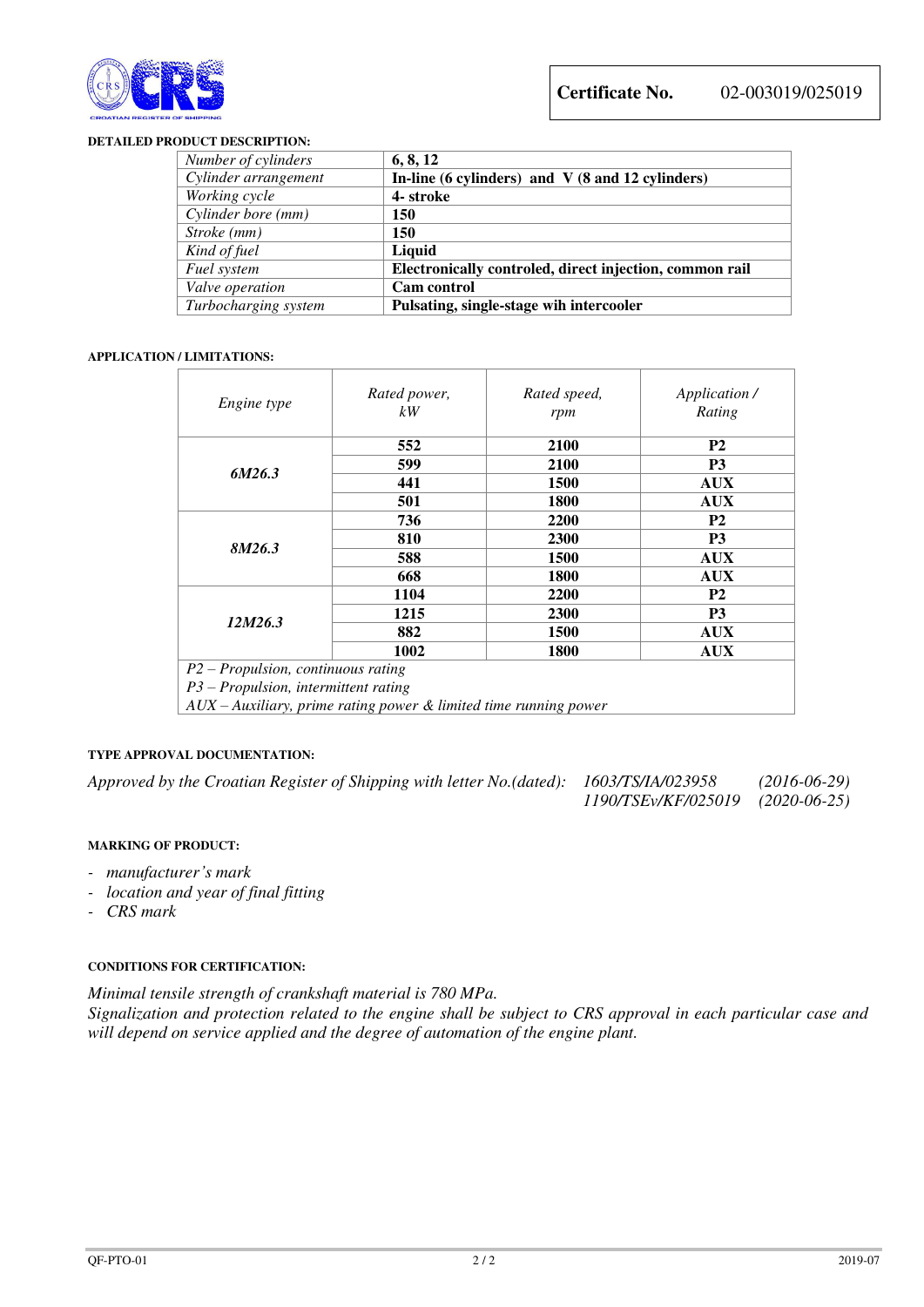**Certificate No.** 02-003019/025019

**DETAILED PRODUCT DESCRIPTION:**

| | |
|---|---|
| *Number of cylinders* | **6, 8, 12** |
| *Cylinder arrangement* | **In-line (6 cylinders) and V (8 and 12 cylinders)** |
| *Working cycle* | **4- stroke** |
| *Cylinder bore (mm)* | **150** |
| *Stroke (mm)* | **150** |
| *Kind of fuel* | **Liquid** |
| *Fuel system* | **Electronically controled, direct injection, common rail** |
| *Valve operation* | **Cam control** |
| *Turbocharging system* | **Pulsating, single-stage wih intercooler** |

**APPLICATION / LIMITATIONS:**

| *Engine type* | *Rated power, kW* | *Rated speed, rpm* | *Application / Rating* |
|---|---|---|---|
| ***6M26.3*** | **552** | **2100** | **P2** |
| | **599** | **2100** | **P3** |
| | **441** | **1500** | **AUX** |
| | **501** | **1800** | **AUX** |
| ***8M26.3*** | **736** | **2200** | **P2** |
| | **810** | **2300** | **P3** |
| | **588** | **1500** | **AUX** |
| | **668** | **1800** | **AUX** |
| ***12M26.3*** | **1104** | **2200** | **P2** |
| | **1215** | **2300** | **P3** |
| | **882** | **1500** | **AUX** |
| | **1002** | **1800** | **AUX** |

*P2 – Propulsion, continuous rating*
*P3 – Propulsion, intermittent rating*
*AUX – Auxiliary, prime rating power & limited time running power*

**TYPE APPROVAL DOCUMENTATION:**

*Approved by the Croatian Register of Shipping with letter No.(dated):* *1603/TS/IA/023958 (2016-06-29)*
*1190/TSEv/KF/025019 (2020-06-25)*

**MARKING OF PRODUCT:**

- *manufacturer's mark*
- *location and year of final fitting*
- *CRS mark*

**CONDITIONS FOR CERTIFICATION:**

*Minimal tensile strength of crankshaft material is 780 MPa.*
*Signalization and protection related to the engine shall be subject to CRS approval in each particular case and will depend on service applied and the degree of automation of the engine plant.*